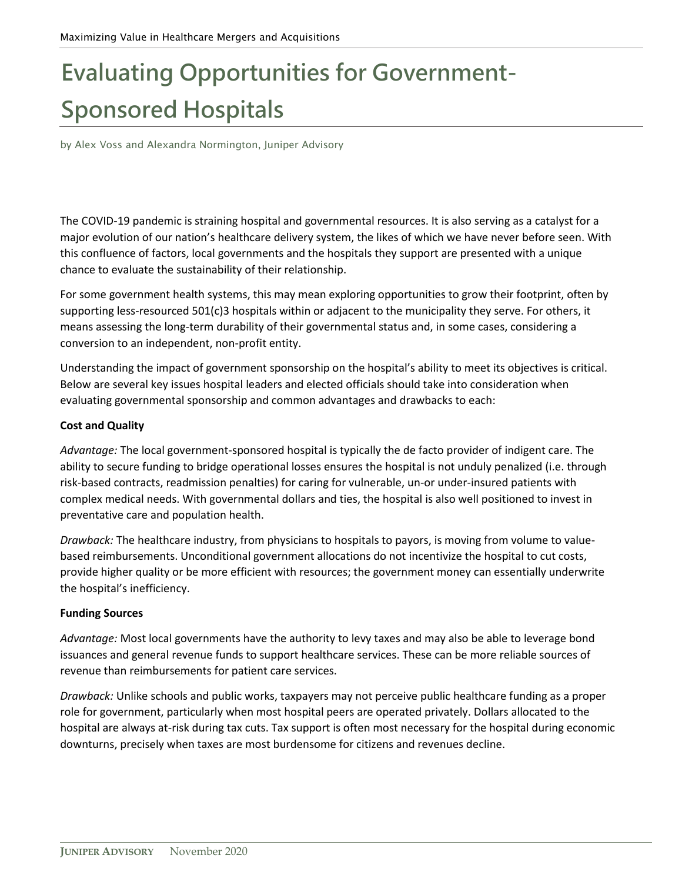# Evaluating Opportunities for Government-Sponsored Hospitals

by Alex Voss and Alexandra Normington, Juniper Advisory

The COVID-19 pandemic is straining hospital and governmental resources. It is also serving as a catalyst for a major evolution of our nation's healthcare delivery system, the likes of which we have never before seen. With this confluence of factors, local governments and the hospitals they support are presented with a unique chance to evaluate the sustainability of their relationship.

For some government health systems, this may mean exploring opportunities to grow their footprint, often by supporting less-resourced 501(c)3 hospitals within or adjacent to the municipality they serve. For others, it means assessing the long-term durability of their governmental status and, in some cases, considering a conversion to an independent, non-profit entity.

Understanding the impact of government sponsorship on the hospital's ability to meet its objectives is critical. Below are several key issues hospital leaders and elected officials should take into consideration when evaluating governmental sponsorship and common advantages and drawbacks to each:

**Cost and Quality**

*Advantage:* The local government-sponsored hospital is typically the de facto provider of indigent care. The ability to secure funding to bridge operational losses ensures the hospital is not unduly penalized (i.e. through risk-based contracts, readmission penalties) for caring for vulnerable, un-or under-insured patients with complex medical needs. With governmental dollars and ties, the hospital is also well positioned to invest in preventative care and population health.

*Drawback:* The healthcare industry, from physicians to hospitals to payors, is moving from volume to value-based reimbursements. Unconditional government allocations do not incentivize the hospital to cut costs, provide higher quality or be more efficient with resources; the government money can essentially underwrite the hospital's inefficiency.

**Funding Sources**

*Advantage:* Most local governments have the authority to levy taxes and may also be able to leverage bond issuances and general revenue funds to support healthcare services. These can be more reliable sources of revenue than reimbursements for patient care services.

*Drawback:* Unlike schools and public works, taxpayers may not perceive public healthcare funding as a proper role for government, particularly when most hospital peers are operated privately. Dollars allocated to the hospital are always at-risk during tax cuts. Tax support is often most necessary for the hospital during economic downturns, precisely when taxes are most burdensome for citizens and revenues decline.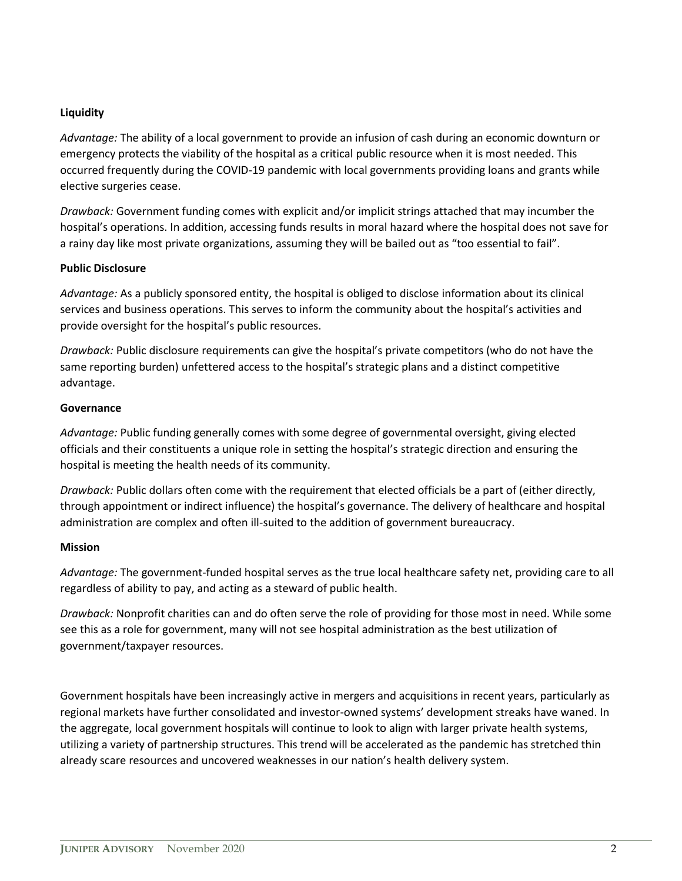**Liquidity**

*Advantage:* The ability of a local government to provide an infusion of cash during an economic downturn or emergency protects the viability of the hospital as a critical public resource when it is most needed. This occurred frequently during the COVID-19 pandemic with local governments providing loans and grants while elective surgeries cease.

*Drawback:* Government funding comes with explicit and/or implicit strings attached that may incumber the hospital's operations. In addition, accessing funds results in moral hazard where the hospital does not save for a rainy day like most private organizations, assuming they will be bailed out as "too essential to fail".

**Public Disclosure**

*Advantage:* As a publicly sponsored entity, the hospital is obliged to disclose information about its clinical services and business operations. This serves to inform the community about the hospital's activities and provide oversight for the hospital's public resources.

*Drawback:* Public disclosure requirements can give the hospital's private competitors (who do not have the same reporting burden) unfettered access to the hospital's strategic plans and a distinct competitive advantage.

**Governance**

*Advantage:* Public funding generally comes with some degree of governmental oversight, giving elected officials and their constituents a unique role in setting the hospital's strategic direction and ensuring the hospital is meeting the health needs of its community.

*Drawback:* Public dollars often come with the requirement that elected officials be a part of (either directly, through appointment or indirect influence) the hospital's governance. The delivery of healthcare and hospital administration are complex and often ill-suited to the addition of government bureaucracy.

**Mission**

*Advantage:* The government-funded hospital serves as the true local healthcare safety net, providing care to all regardless of ability to pay, and acting as a steward of public health.

*Drawback:* Nonprofit charities can and do often serve the role of providing for those most in need. While some see this as a role for government, many will not see hospital administration as the best utilization of government/taxpayer resources.

Government hospitals have been increasingly active in mergers and acquisitions in recent years, particularly as regional markets have further consolidated and investor-owned systems' development streaks have waned. In the aggregate, local government hospitals will continue to look to align with larger private health systems, utilizing a variety of partnership structures. This trend will be accelerated as the pandemic has stretched thin already scare resources and uncovered weaknesses in our nation's health delivery system.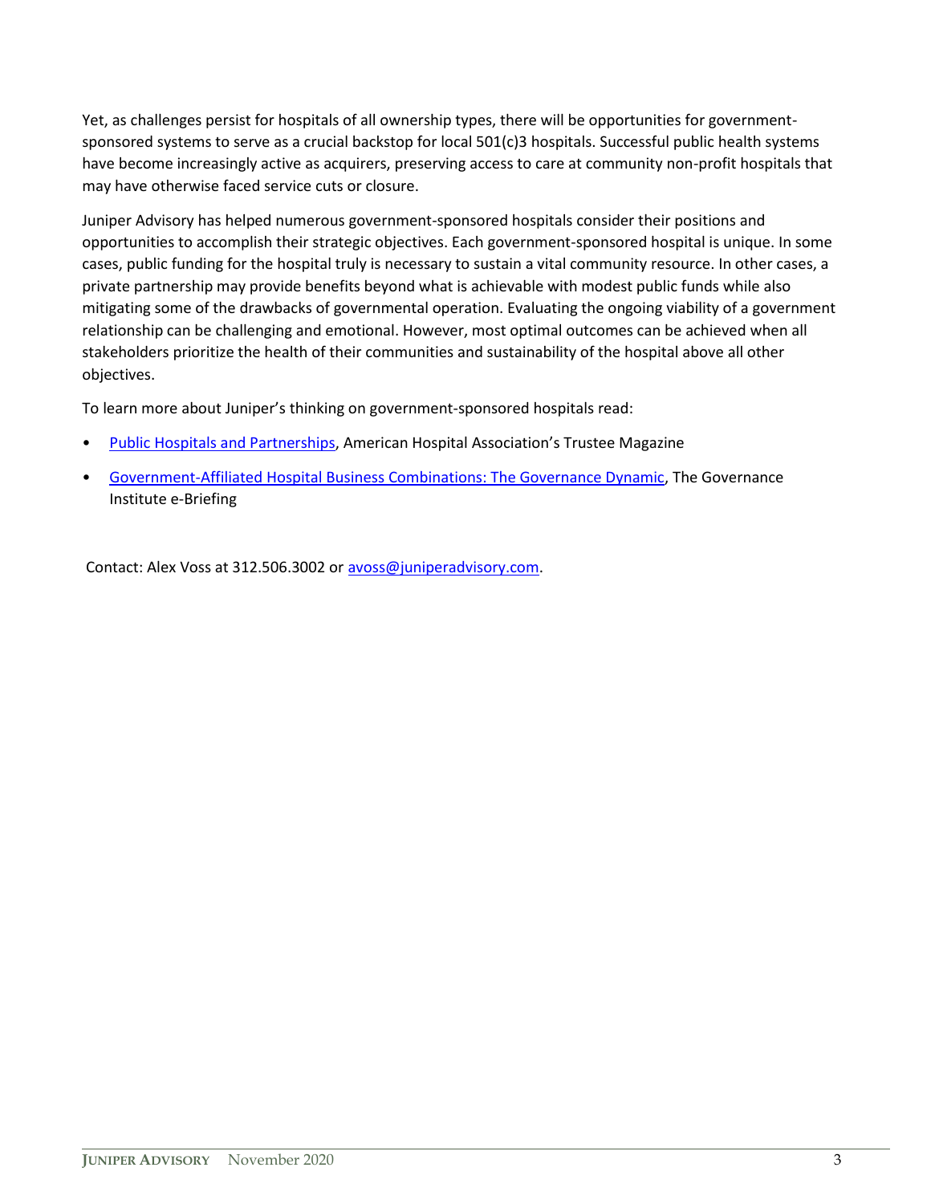Yet, as challenges persist for hospitals of all ownership types, there will be opportunities for government-sponsored systems to serve as a crucial backstop for local 501(c)3 hospitals. Successful public health systems have become increasingly active as acquirers, preserving access to care at community non-profit hospitals that may have otherwise faced service cuts or closure.

Juniper Advisory has helped numerous government-sponsored hospitals consider their positions and opportunities to accomplish their strategic objectives. Each government-sponsored hospital is unique. In some cases, public funding for the hospital truly is necessary to sustain a vital community resource. In other cases, a private partnership may provide benefits beyond what is achievable with modest public funds while also mitigating some of the drawbacks of governmental operation. Evaluating the ongoing viability of a government relationship can be challenging and emotional. However, most optimal outcomes can be achieved when all stakeholders prioritize the health of their communities and sustainability of the hospital above all other objectives.

To learn more about Juniper's thinking on government-sponsored hospitals read:

- Public Hospitals and Partnerships, American Hospital Association's Trustee Magazine
- Government-Affiliated Hospital Business Combinations: The Governance Dynamic, The Governance Institute e-Briefing

Contact: Alex Voss at 312.506.3002 or avoss@juniperadvisory.com.